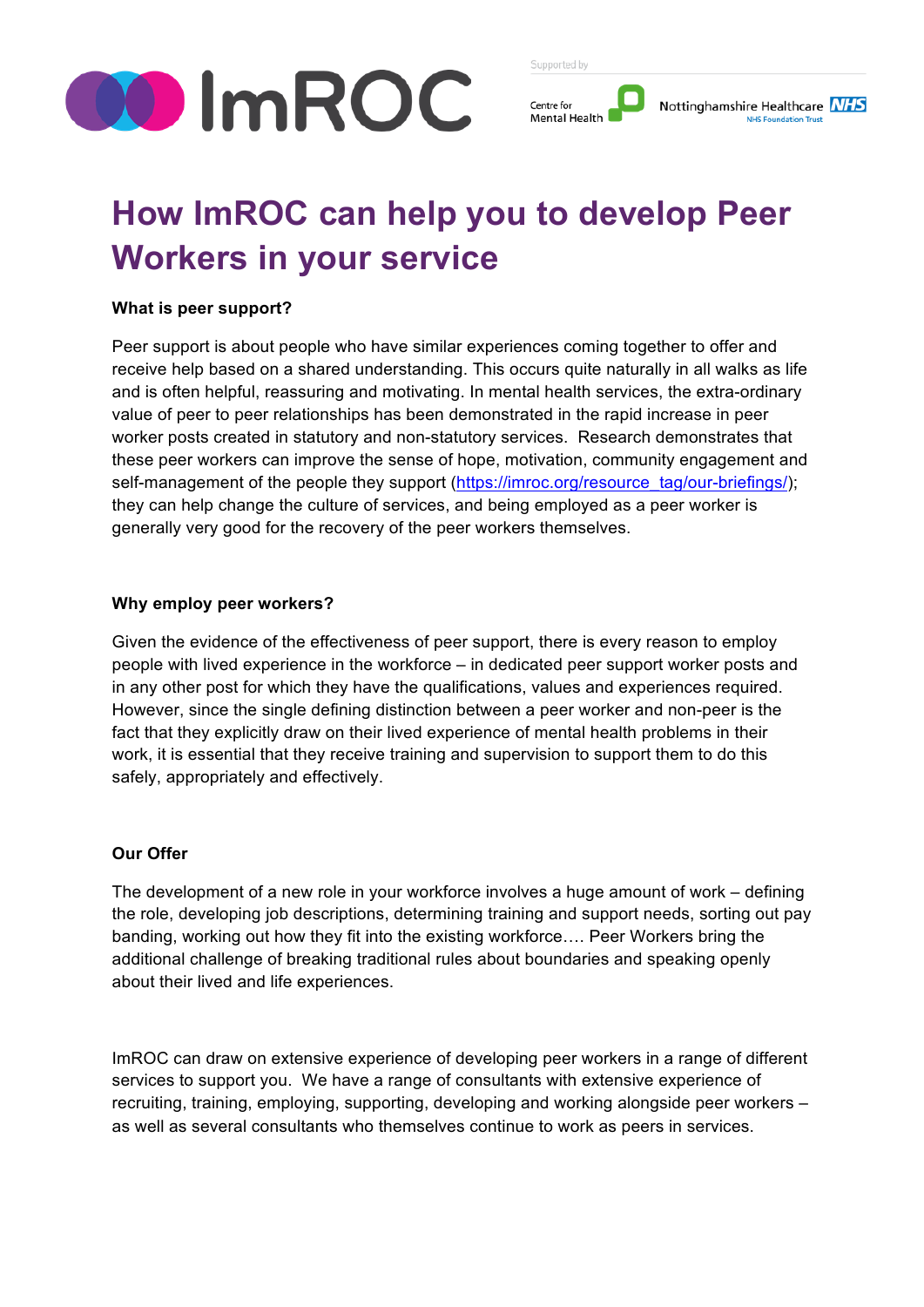# How ImROC can help you to develop Peer Workers in your service

### What is peer support?

Peer support is about people who have similar experiences coming together to offer and receive help based on a shared understanding. This occurs quite naturally in all walks as life and is often helpful, reassuring and motivating. In mental health services, the extra-ordinary value of peer to peer relationships has been demonstrated in the rapid increase in peer worker posts created in statutory and non-statutory services. Research demonstrates that these peer workers can improve the sense of hope, motivation, community engagement and self-management of the people they support (https://imroc.org/resource_tag/our-briefings/); they can help change the culture of services, and being employed as a peer worker is generally very good for the recovery of the peer workers themselves.

### Why employ peer workers?

Given the evidence of the effectiveness of peer support, there is every reason to employ people with lived experience in the workforce – in dedicated peer support worker posts and in any other post for which they have the qualifications, values and experiences required. However, since the single defining distinction between a peer worker and non-peer is the fact that they explicitly draw on their lived experience of mental health problems in their work, it is essential that they receive training and supervision to support them to do this safely, appropriately and effectively.

### Our Offer

The development of a new role in your workforce involves a huge amount of work – defining the role, developing job descriptions, determining training and support needs, sorting out pay banding, working out how they fit into the existing workforce…. Peer Workers bring the additional challenge of breaking traditional rules about boundaries and speaking openly about their lived and life experiences.

ImROC can draw on extensive experience of developing peer workers in a range of different services to support you. We have a range of consultants with extensive experience of recruiting, training, employing, supporting, developing and working alongside peer workers – as well as several consultants who themselves continue to work as peers in services.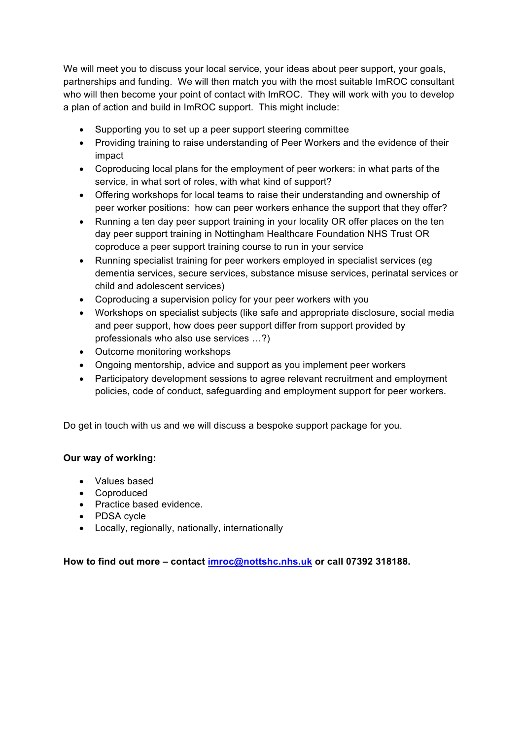We will meet you to discuss your local service, your ideas about peer support, your goals, partnerships and funding. We will then match you with the most suitable ImROC consultant who will then become your point of contact with ImROC. They will work with you to develop a plan of action and build in ImROC support. This might include:

- Supporting you to set up a peer support steering committee
- Providing training to raise understanding of Peer Workers and the evidence of their impact
- Coproducing local plans for the employment of peer workers: in what parts of the service, in what sort of roles, with what kind of support?
- Offering workshops for local teams to raise their understanding and ownership of peer worker positions: how can peer workers enhance the support that they offer?
- Running a ten day peer support training in your locality OR offer places on the ten day peer support training in Nottingham Healthcare Foundation NHS Trust OR coproduce a peer support training course to run in your service
- Running specialist training for peer workers employed in specialist services (eg dementia services, secure services, substance misuse services, perinatal services or child and adolescent services)
- Coproducing a supervision policy for your peer workers with you
- Workshops on specialist subjects (like safe and appropriate disclosure, social media and peer support, how does peer support differ from support provided by professionals who also use services …?)
- Outcome monitoring workshops
- Ongoing mentorship, advice and support as you implement peer workers
- Participatory development sessions to agree relevant recruitment and employment policies, code of conduct, safeguarding and employment support for peer workers.

Do get in touch with us and we will discuss a bespoke support package for you.

**Our way of working:**

- Values based
- Coproduced
- Practice based evidence.
- PDSA cycle
- Locally, regionally, nationally, internationally

**How to find out more – contact [imroc@nottshc.nhs.uk](mailto:imroc@nottshc.nhs.uk) or call 07392 318188.**